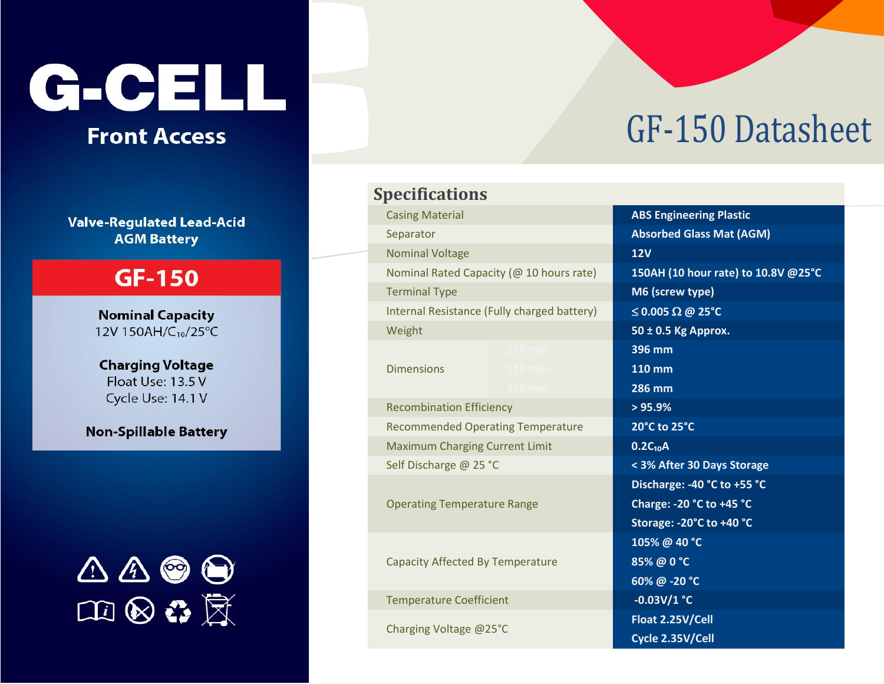# G-CELL

**Front Access**

**Valve-Regulated Lead-Acid AGM Battery**

## GF-150

**Nominal Capacity**
12V 150AH/$C_{10}$/25°C

**Charging Voltage**
Float Use: 13.5 V
Cycle Use: 14.1 V

**Non-Spillable Battery**

# GF-150 Datasheet

## Specifications

| Specification | | Value |
|---|---|---|
| Casing Material | | **ABS Engineering Plastic** |
| Separator | | **Absorbed Glass Mat (AGM)** |
| Nominal Voltage | | **12V** |
| Nominal Rated Capacity (@ 10 hours rate) | | **150AH (10 hour rate) to 10.8V @25°C** |
| Terminal Type | | **M6 (screw type)** |
| Internal Resistance (Fully charged battery) | | **≤ 0.005 Ω @ 25°C** |
| Weight | | **50 ± 0.5 Kg Approx.** |
| Dimensions | 550 mm | **396 mm** |
| | 110 mm | **110 mm** |
| | 310 mm | **286 mm** |
| Recombination Efficiency | | **> 95.9%** |
| Recommended Operating Temperature | | **20°C to 25°C** |
| Maximum Charging Current Limit | | **$0.2C_{10}A$** |
| Self Discharge @ 25 °C | | **< 3% After 30 Days Storage** |
| Operating Temperature Range | | **Discharge: -40 °C to +55 °C** |
| | | **Charge: -20 °C to +45 °C** |
| | | **Storage: -20°C to +40 °C** |
| Capacity Affected By Temperature | | **105% @ 40 °C** |
| | | **85% @ 0 °C** |
| | | **60% @ -20 °C** |
| Temperature Coefficient | | **-0.03V/1 °C** |
| Charging Voltage @25°C | | **Float 2.25V/Cell** |
| | | **Cycle 2.35V/Cell** |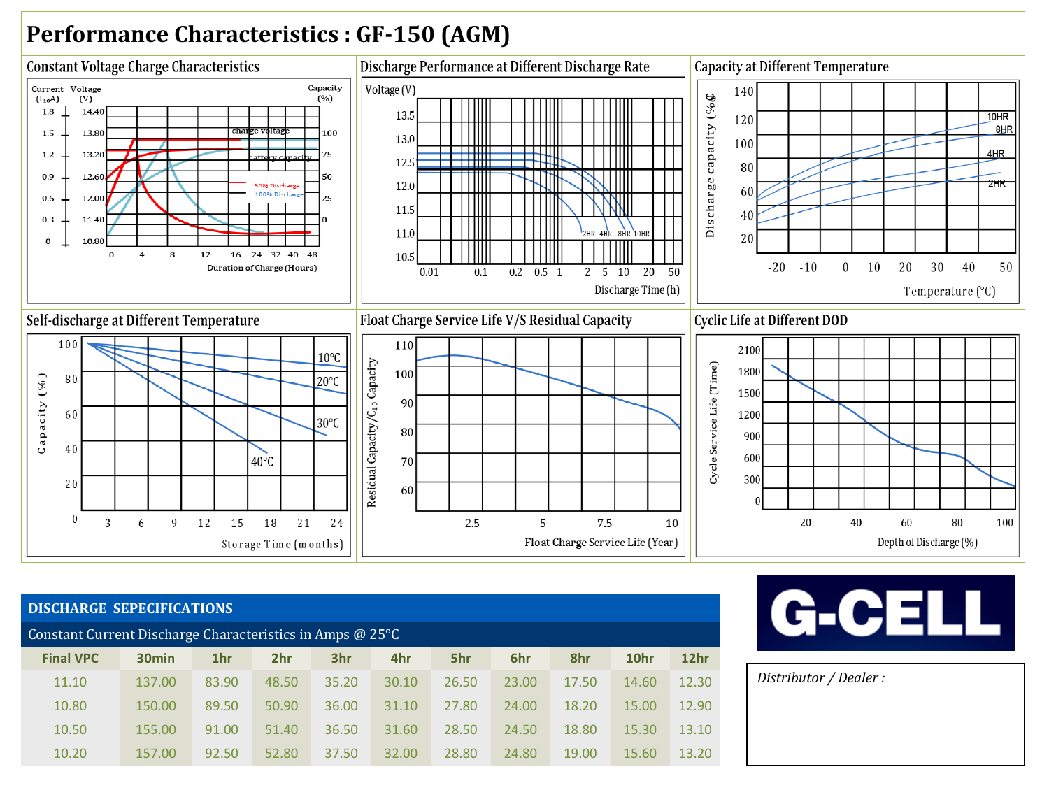# Performance Characteristics : GF-150 (AGM)

## Constant Voltage Charge Characteristics

Current ($I_{10}$A)
Voltage (V)
Capacity (%)

1.8 14.40
1.5 13.80 100
1.2 13.20 75
0.9 12.60 50
0.6 12.00 25
0.3 11.40 0
0 10.80

charge voltage
battery capacity
50% Discharge
100% Discharge

0 4 8 12 16 24 32 40 48
Duration of Charge (Hours)

## Discharge Performance at Different Discharge Rate

Voltage (V)
13.5
13.0
12.5
12.0
11.5
11.0
10.5

2HR 4HR 8HR 10HR

0.01 0.1 0.2 0.5 1 2 5 10 20 50
Discharge Time (h)

## Capacity at Different Temperature

Discharge capacity (%)
140
120
100
80
60
40
20

10HR
8HR
4HR
2HR

-20 -10 0 10 20 30 40 50
Temperature (°C)

## Self-discharge at Different Temperature

Capacity (%)
100
80
60
40
20
0

10°C
20°C
30°C
40°C

3 6 9 12 15 18 21 24
Storage Time (months)

## Float Charge Service Life V/S Residual Capacity

Residual Capacity/$C_{10}$ Capacity
110
100
90
80
70
60

2.5 5 7.5 10
Float Charge Service Life (Year)

## Cyclic Life at Different DOD

Cycle Service Life (Time)
2100
1800
1500
1200
900
600
300
0

20 40 60 80 100
Depth of Discharge (%)

## DISCHARGE SEPECIFICATIONS

Constant Current Discharge Characteristics in Amps @ 25°C

| Final VPC | 30min | 1hr | 2hr | 3hr | 4hr | 5hr | 6hr | 8hr | 10hr | 12hr |
|---|---|---|---|---|---|---|---|---|---|---|
| 11.10 | 137.00 | 83.90 | 48.50 | 35.20 | 30.10 | 26.50 | 23.00 | 17.50 | 14.60 | 12.30 |
| 10.80 | 150.00 | 89.50 | 50.90 | 36.00 | 31.10 | 27.80 | 24.00 | 18.20 | 15.00 | 12.90 |
| 10.50 | 155.00 | 91.00 | 51.40 | 36.50 | 31.60 | 28.50 | 24.50 | 18.80 | 15.30 | 13.10 |
| 10.20 | 157.00 | 92.50 | 52.80 | 37.50 | 32.00 | 28.80 | 24.80 | 19.00 | 15.60 | 13.20 |

G-CELL

*Distributor / Dealer :*